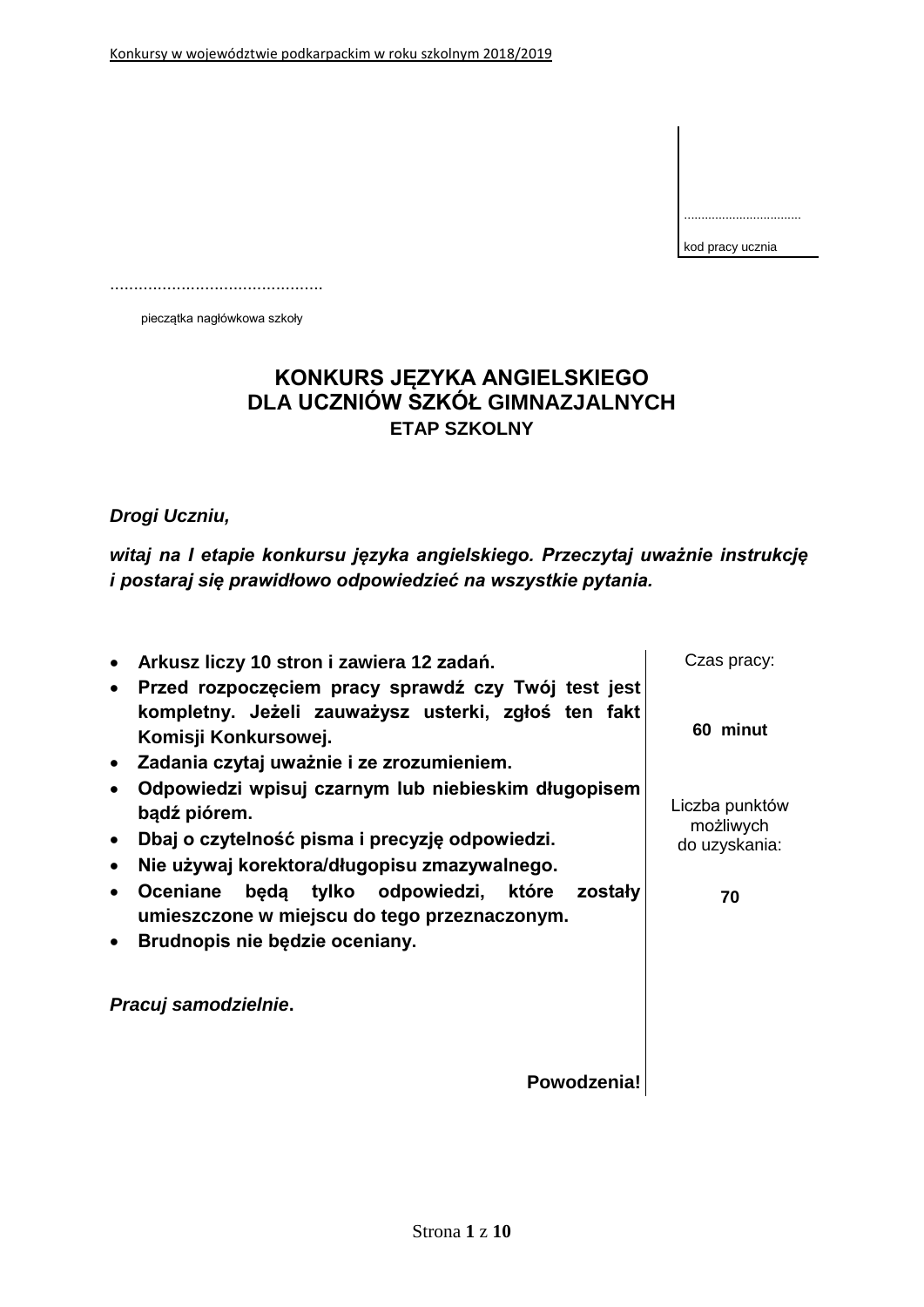..................................

kod pracy ucznia

.............................................

pieczątka nagłówkowa szkoły

# KONKURS JĘZYKA ANGIELSKIEGO
# DLA UCZNIÓW SZKÓŁ GIMNAZJALNYCH
## ETAP SZKOLNY

***Drogi Uczniu,***

***witaj na I etapie konkursu języka angielskiego. Przeczytaj uważnie instrukcję i postaraj się prawidłowo odpowiedzieć na wszystkie pytania.***

- **Arkusz liczy 10 stron i zawiera 12 zadań.**
- **Przed rozpoczęciem pracy sprawdź czy Twój test jest kompletny. Jeżeli zauważysz usterki, zgłoś ten fakt Komisji Konkursowej.**
- **Zadania czytaj uważnie i ze zrozumieniem.**
- **Odpowiedzi wpisuj czarnym lub niebieskim długopisem bądź piórem.**
- **Dbaj o czytelność pisma i precyzję odpowiedzi.**
- **Nie używaj korektora/długopisu zmazywalnego.**
- **Oceniane będą tylko odpowiedzi, które zostały umieszczone w miejscu do tego przeznaczonym.**
- **Brudnopis nie będzie oceniany.**

***Pracuj samodzielnie*.**

**Powodzenia!**

Czas pracy:

**60 minut**

Liczba punktów możliwych do uzyskania:

**70**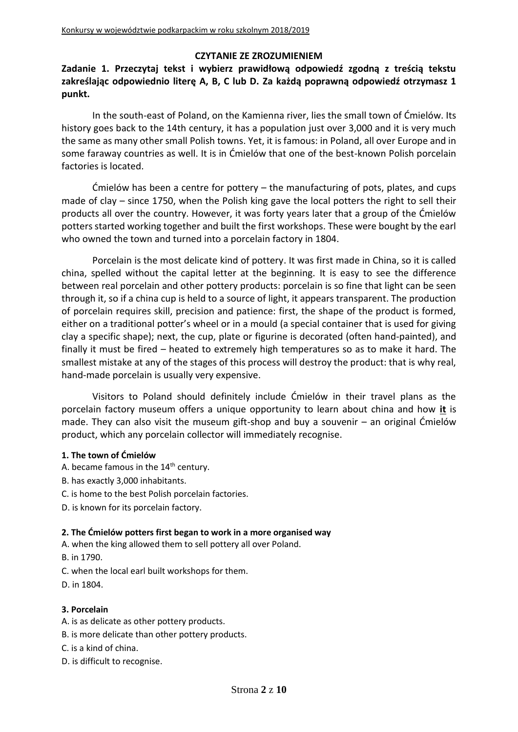## CZYTANIE ZE ZROZUMIENIEM

**Zadanie 1. Przeczytaj tekst i wybierz prawidłową odpowiedź zgodną z treścią tekstu zakreślając odpowiednio literę A, B, C lub D. Za każdą poprawną odpowiedź otrzymasz 1 punkt.**

In the south-east of Poland, on the Kamienna river, lies the small town of Ćmielów. Its history goes back to the 14th century, it has a population just over 3,000 and it is very much the same as many other small Polish towns. Yet, it is famous: in Poland, all over Europe and in some faraway countries as well. It is in Ćmielów that one of the best-known Polish porcelain factories is located.

Ćmielów has been a centre for pottery – the manufacturing of pots, plates, and cups made of clay – since 1750, when the Polish king gave the local potters the right to sell their products all over the country. However, it was forty years later that a group of the Ćmielów potters started working together and built the first workshops. These were bought by the earl who owned the town and turned into a porcelain factory in 1804.

Porcelain is the most delicate kind of pottery. It was first made in China, so it is called china, spelled without the capital letter at the beginning. It is easy to see the difference between real porcelain and other pottery products: porcelain is so fine that light can be seen through it, so if a china cup is held to a source of light, it appears transparent. The production of porcelain requires skill, precision and patience: first, the shape of the product is formed, either on a traditional potter's wheel or in a mould (a special container that is used for giving clay a specific shape); next, the cup, plate or figurine is decorated (often hand-painted), and finally it must be fired – heated to extremely high temperatures so as to make it hard. The smallest mistake at any of the stages of this process will destroy the product: that is why real, hand-made porcelain is usually very expensive.

Visitors to Poland should definitely include Ćmielów in their travel plans as the porcelain factory museum offers a unique opportunity to learn about china and how **<u>it</u>** is made. They can also visit the museum gift-shop and buy a souvenir – an original Ćmielów product, which any porcelain collector will immediately recognise.

**1. The town of Ćmielów**

A. became famous in the $14^{th}$ century.

B. has exactly 3,000 inhabitants.

C. is home to the best Polish porcelain factories.

D. is known for its porcelain factory.

**2. The Ćmielów potters first began to work in a more organised way**

A. when the king allowed them to sell pottery all over Poland.

B. in 1790.

C. when the local earl built workshops for them.

D. in 1804.

**3. Porcelain**

A. is as delicate as other pottery products.

B. is more delicate than other pottery products.

C. is a kind of china.

D. is difficult to recognise.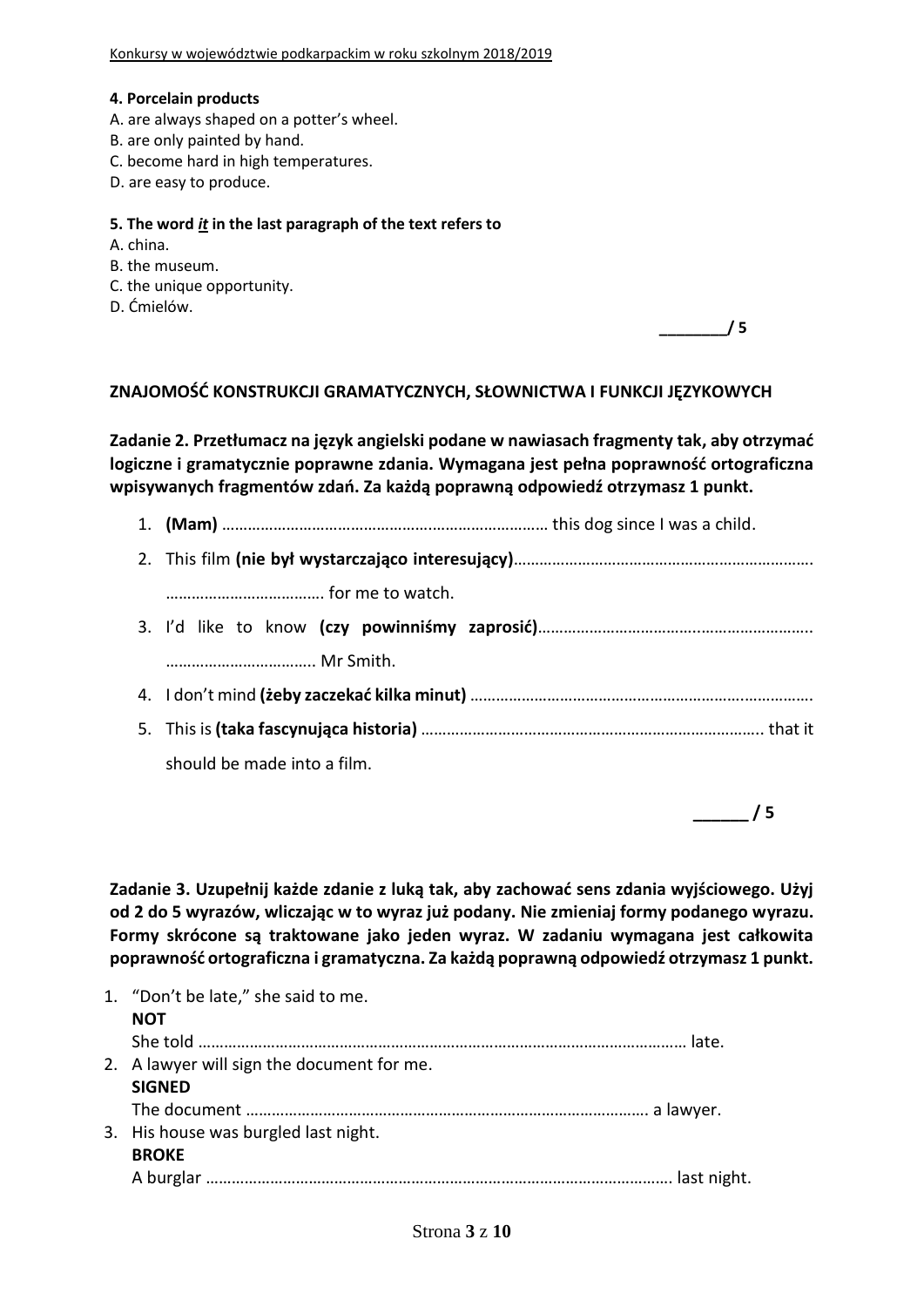**4. Porcelain products**
A. are always shaped on a potter's wheel.
B. are only painted by hand.
C. become hard in high temperatures.
D. are easy to produce.

**5. The word *it* in the last paragraph of the text refers to**
A. china.
B. the museum.
C. the unique opportunity.
D. Ćmielów.

**_______/ 5**

**ZNAJOMOŚĆ KONSTRUKCJI GRAMATYCZNYCH, SŁOWNICTWA I FUNKCJI JĘZYKOWYCH**

**Zadanie 2. Przetłumacz na język angielski podane w nawiasach fragmenty tak, aby otrzymać logiczne i gramatycznie poprawne zdania. Wymagana jest pełna poprawność ortograficzna wpisywanych fragmentów zdań. Za każdą poprawną odpowiedź otrzymasz 1 punkt.**

1. **(Mam)** ………………………………………………………………… this dog since I was a child.
2. This film **(nie był wystarczająco interesujący)**……………………………………………………………
   ……………………………… for me to watch.
3. I'd like to know **(czy powinniśmy zaprosić)**……………………………………………………….
   …………………………….. Mr Smith.
4. I don't mind **(żeby zaczekać kilka minut)** ……………………………………………………………………
5. This is **(taka fascynująca historia)** …………………………………………………………………. that it should be made into a film.

**______ / 5**

**Zadanie 3. Uzupełnij każde zdanie z luką tak, aby zachować sens zdania wyjściowego. Użyj od 2 do 5 wyrazów, wliczając w to wyraz już podany. Nie zmieniaj formy podanego wyrazu. Formy skrócone są traktowane jako jeden wyraz. W zadaniu wymagana jest całkowita poprawność ortograficzna i gramatyczna. Za każdą poprawną odpowiedź otrzymasz 1 punkt.**

1. "Don't be late," she said to me.
   **NOT**
   She told ……………………………………………………………………………………………… late.
2. A lawyer will sign the document for me.
   **SIGNED**
   The document ………………………………………………………………………………… a lawyer.
3. His house was burgled last night.
   **BROKE**
   A burglar ………………………………………………………………………………………… last night.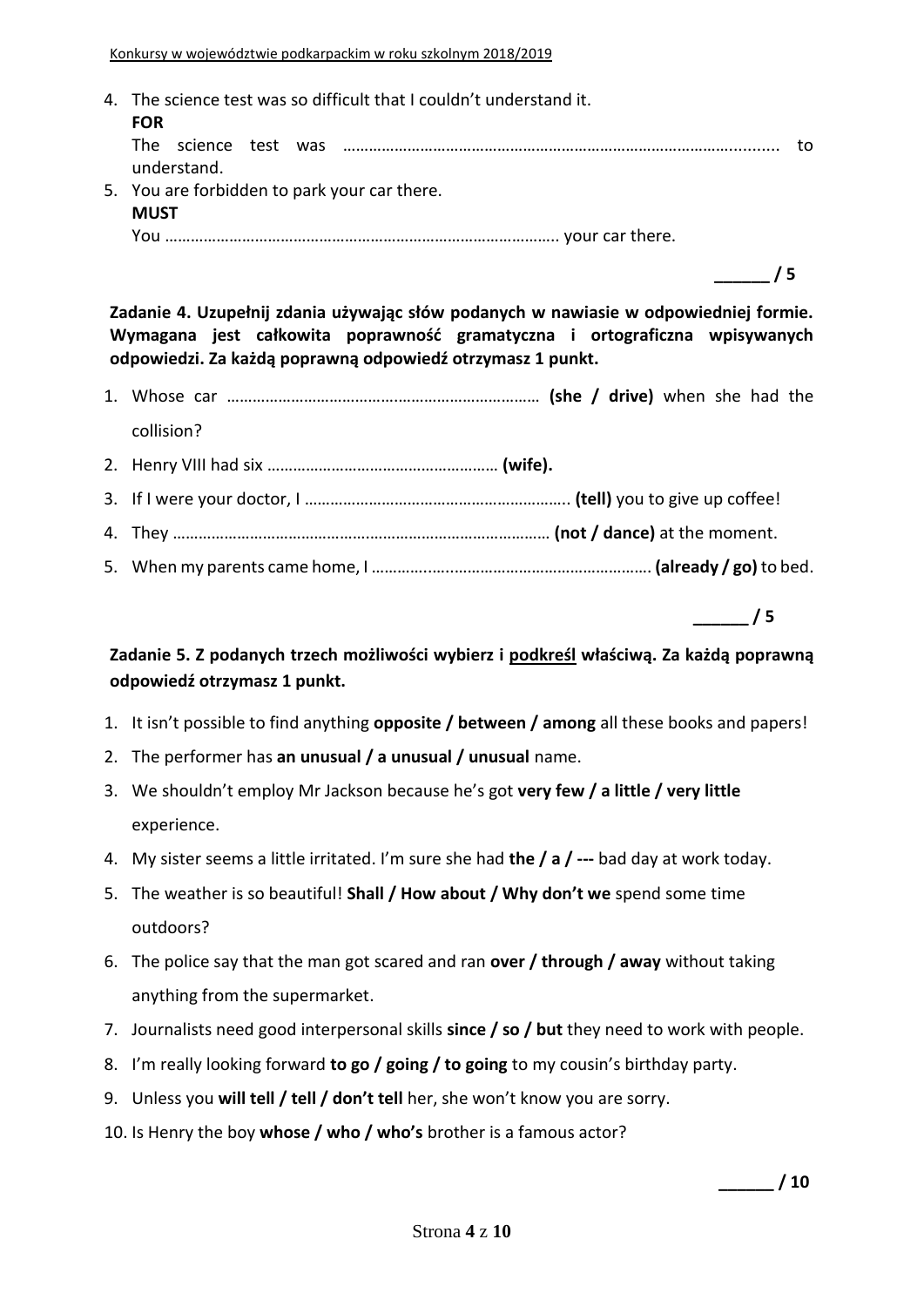4. The science test was so difficult that I couldn't understand it.
   **FOR**
   The science test was …………………………………………………………………………………......... to understand.
5. You are forbidden to park your car there.
   **MUST**
   You ……………………………………………………………………………….. your car there.

______ / 5

**Zadanie 4. Uzupełnij zdania używając słów podanych w nawiasie w odpowiedniej formie. Wymagana jest całkowita poprawność gramatyczna i ortograficzna wpisywanych odpowiedzi. Za każdą poprawną odpowiedź otrzymasz 1 punkt.**

1. Whose car ………………………………………………………………… **(she / drive)** when she had the collision?
2. Henry VIII had six ……………………………………………… **(wife).**
3. If I were your doctor, I …………………………………………………….. **(tell)** you to give up coffee!
4. They …………………………………………………………………………… **(not / dance)** at the moment.
5. When my parents came home, I ………………………………………………………… **(already / go)** to bed.

______ / 5

**Zadanie 5. Z podanych trzech możliwości wybierz i <u>podkreśl</u> właściwą. Za każdą poprawną odpowiedź otrzymasz 1 punkt.**

1. It isn't possible to find anything **opposite / between / among** all these books and papers!
2. The performer has **an unusual / a unusual / unusual** name.
3. We shouldn't employ Mr Jackson because he's got **very few / a little / very little** experience.
4. My sister seems a little irritated. I'm sure she had **the / a / ---** bad day at work today.
5. The weather is so beautiful! **Shall / How about / Why don't we** spend some time outdoors?
6. The police say that the man got scared and ran **over / through / away** without taking anything from the supermarket.
7. Journalists need good interpersonal skills **since / so / but** they need to work with people.
8. I'm really looking forward **to go / going / to going** to my cousin's birthday party.
9. Unless you **will tell / tell / don't tell** her, she won't know you are sorry.
10. Is Henry the boy **whose / who / who's** brother is a famous actor?

______ / 10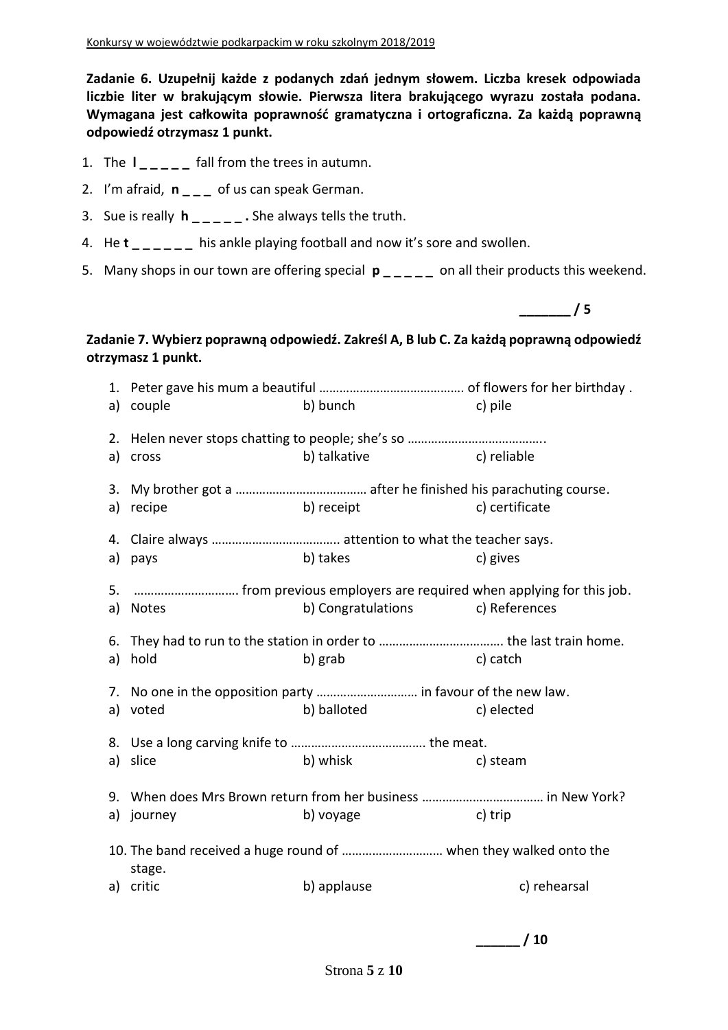**Zadanie 6. Uzupełnij każde z podanych zdań jednym słowem. Liczba kresek odpowiada liczbie liter w brakującym słowie. Pierwsza litera brakującego wyrazu została podana. Wymagana jest całkowita poprawność gramatyczna i ortograficzna. Za każdą poprawną odpowiedź otrzymasz 1 punkt.**

1. The **l _ _ _ _ _** fall from the trees in autumn.
2. I'm afraid, **n _ _ _** of us can speak German.
3. Sue is really **h _ _ _ _ _ .** She always tells the truth.
4. He **t _ _ _ _ _ _** his ankle playing football and now it's sore and swollen.
5. Many shops in our town are offering special **p _ _ _ _ _** on all their products this weekend.

**_______ / 5**

**Zadanie 7. Wybierz poprawną odpowiedź. Zakreśl A, B lub C. Za każdą poprawną odpowiedź otrzymasz 1 punkt.**

1. Peter gave his mum a beautiful …………………………………… of flowers for her birthday .
   a) couple b) bunch c) pile

2. Helen never stops chatting to people; she's so …………………………………..
   a) cross b) talkative c) reliable

3. My brother got a ………………………………… after he finished his parachuting course.
   a) recipe b) receipt c) certificate

4. Claire always ……………………………….. attention to what the teacher says.
   a) pays b) takes c) gives

5. ………………………….. from previous employers are required when applying for this job.
   a) Notes b) Congratulations c) References

6. They had to run to the station in order to ………………………………. the last train home.
   a) hold b) grab c) catch

7. No one in the opposition party ………………………… in favour of the new law.
   a) voted b) balloted c) elected

8. Use a long carving knife to …………………………………. the meat.
   a) slice b) whisk c) steam

9. When does Mrs Brown return from her business ……………………………… in New York?
   a) journey b) voyage c) trip

10. The band received a huge round of ………………………… when they walked onto the stage.
    a) critic b) applause c) rehearsal

**______ / 10**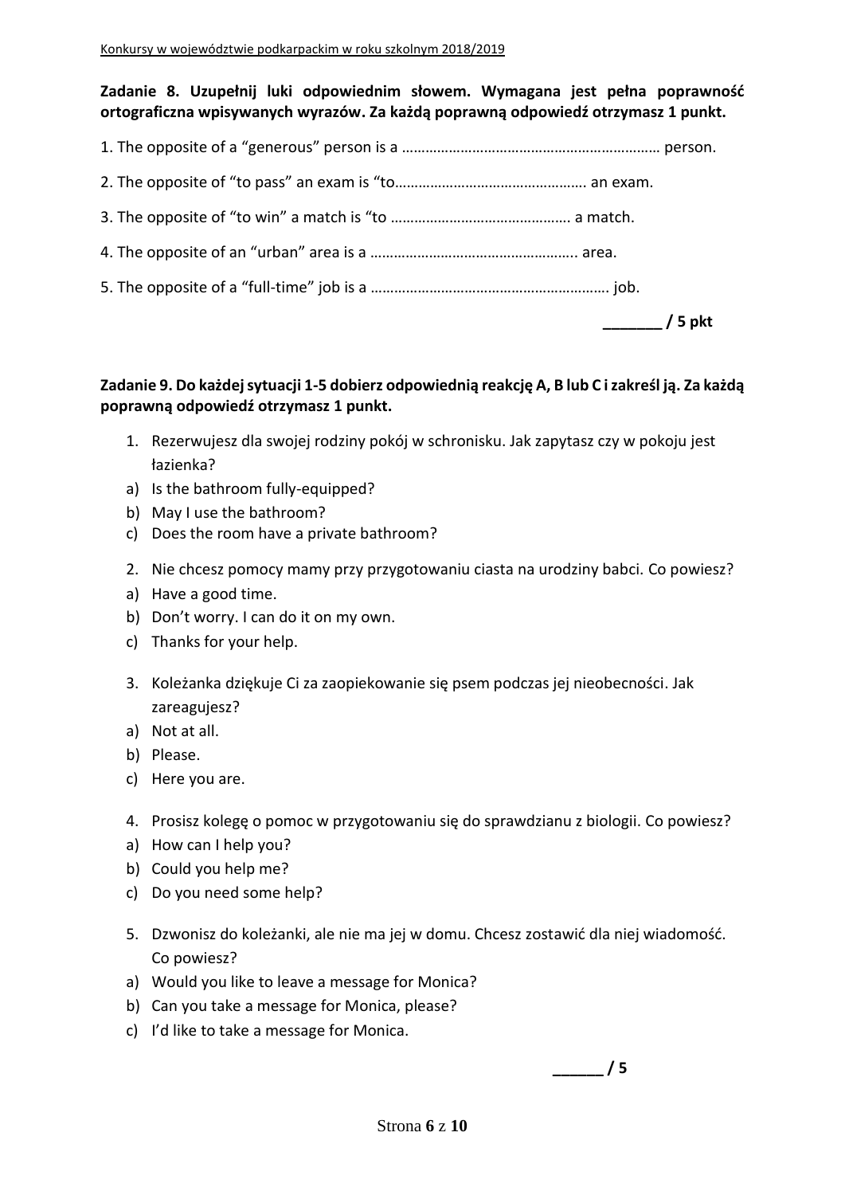**Zadanie 8. Uzupełnij luki odpowiednim słowem. Wymagana jest pełna poprawność ortograficzna wpisywanych wyrazów. Za każdą poprawną odpowiedź otrzymasz 1 punkt.**

1. The opposite of a "generous" person is a ………………………………………………………… person.

2. The opposite of "to pass" an exam is "to………………………………………… an exam.

3. The opposite of "to win" a match is "to ……………………………………… a match.

4. The opposite of an "urban" area is a …………………………………………… area.

5. The opposite of a "full-time" job is a …………………………………………………… job.

**_______ / 5 pkt**

**Zadanie 9. Do każdej sytuacji 1-5 dobierz odpowiednią reakcję A, B lub C i zakreśl ją. Za każdą poprawną odpowiedź otrzymasz 1 punkt.**

1. Rezerwujesz dla swojej rodziny pokój w schronisku. Jak zapytasz czy w pokoju jest łazienka?
   a) Is the bathroom fully-equipped?
   b) May I use the bathroom?
   c) Does the room have a private bathroom?

2. Nie chcesz pomocy mamy przy przygotowaniu ciasta na urodziny babci. Co powiesz?
   a) Have a good time.
   b) Don't worry. I can do it on my own.
   c) Thanks for your help.

3. Koleżanka dziękuje Ci za zaopiekowanie się psem podczas jej nieobecności. Jak zareagujesz?
   a) Not at all.
   b) Please.
   c) Here you are.

4. Prosisz kolegę o pomoc w przygotowaniu się do sprawdzianu z biologii. Co powiesz?
   a) How can I help you?
   b) Could you help me?
   c) Do you need some help?

5. Dzwonisz do koleżanki, ale nie ma jej w domu. Chcesz zostawić dla niej wiadomość. Co powiesz?
   a) Would you like to leave a message for Monica?
   b) Can you take a message for Monica, please?
   c) I'd like to take a message for Monica.

**______ / 5**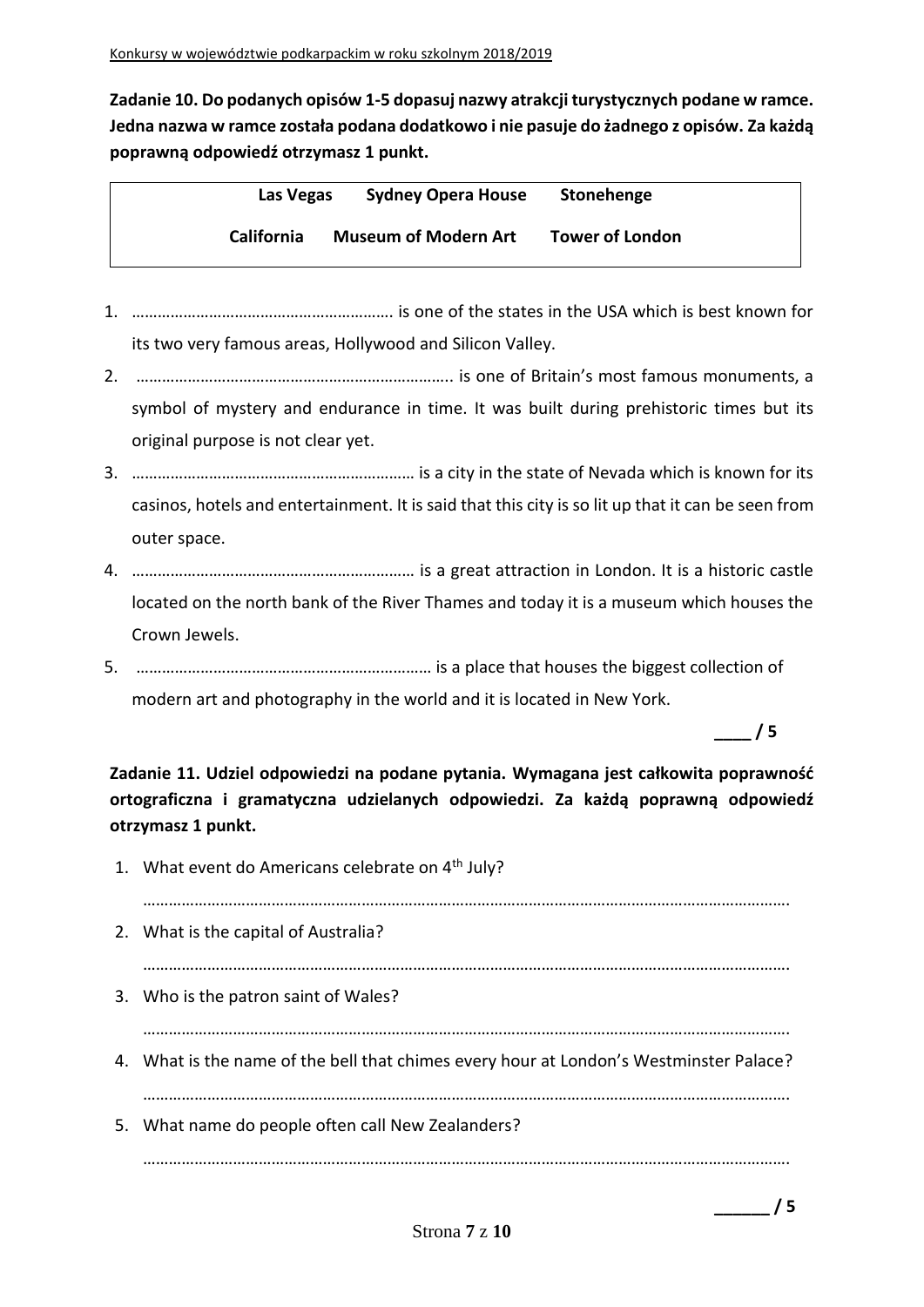**Zadanie 10. Do podanych opisów 1-5 dopasuj nazwy atrakcji turystycznych podane w ramce. Jedna nazwa w ramce została podana dodatkowo i nie pasuje do żadnego z opisów. Za każdą poprawną odpowiedź otrzymasz 1 punkt.**

| Las Vegas | Sydney Opera House | Stonehenge |
|---|---|---|
| California | Museum of Modern Art | Tower of London |

1. ……………………………………………………. is one of the states in the USA which is best known for its two very famous areas, Hollywood and Silicon Valley.
2. ……………………………………………………………….. is one of Britain's most famous monuments, a symbol of mystery and endurance in time. It was built during prehistoric times but its original purpose is not clear yet.
3. ………………………………………………………… is a city in the state of Nevada which is known for its casinos, hotels and entertainment. It is said that this city is so lit up that it can be seen from outer space.
4. ………………………………………………………… is a great attraction in London. It is a historic castle located on the north bank of the River Thames and today it is a museum which houses the Crown Jewels.
5. …………………………………………………………. is a place that houses the biggest collection of modern art and photography in the world and it is located in New York.

____ / 5

**Zadanie 11. Udziel odpowiedzi na podane pytania. Wymagana jest całkowita poprawność ortograficzna i gramatyczna udzielanych odpowiedzi. Za każdą poprawną odpowiedź otrzymasz 1 punkt.**

1. What event do Americans celebrate on 4th July?

   ……………………………………………………………………………………………………………………………….
2. What is the capital of Australia?

   ……………………………………………………………………………………………………………………………….
3. Who is the patron saint of Wales?

   ……………………………………………………………………………………………………………………………….
4. What is the name of the bell that chimes every hour at London's Westminster Palace?

   ……………………………………………………………………………………………………………………………….
5. What name do people often call New Zealanders?

   ……………………………………………………………………………………………………………………………….

______ / 5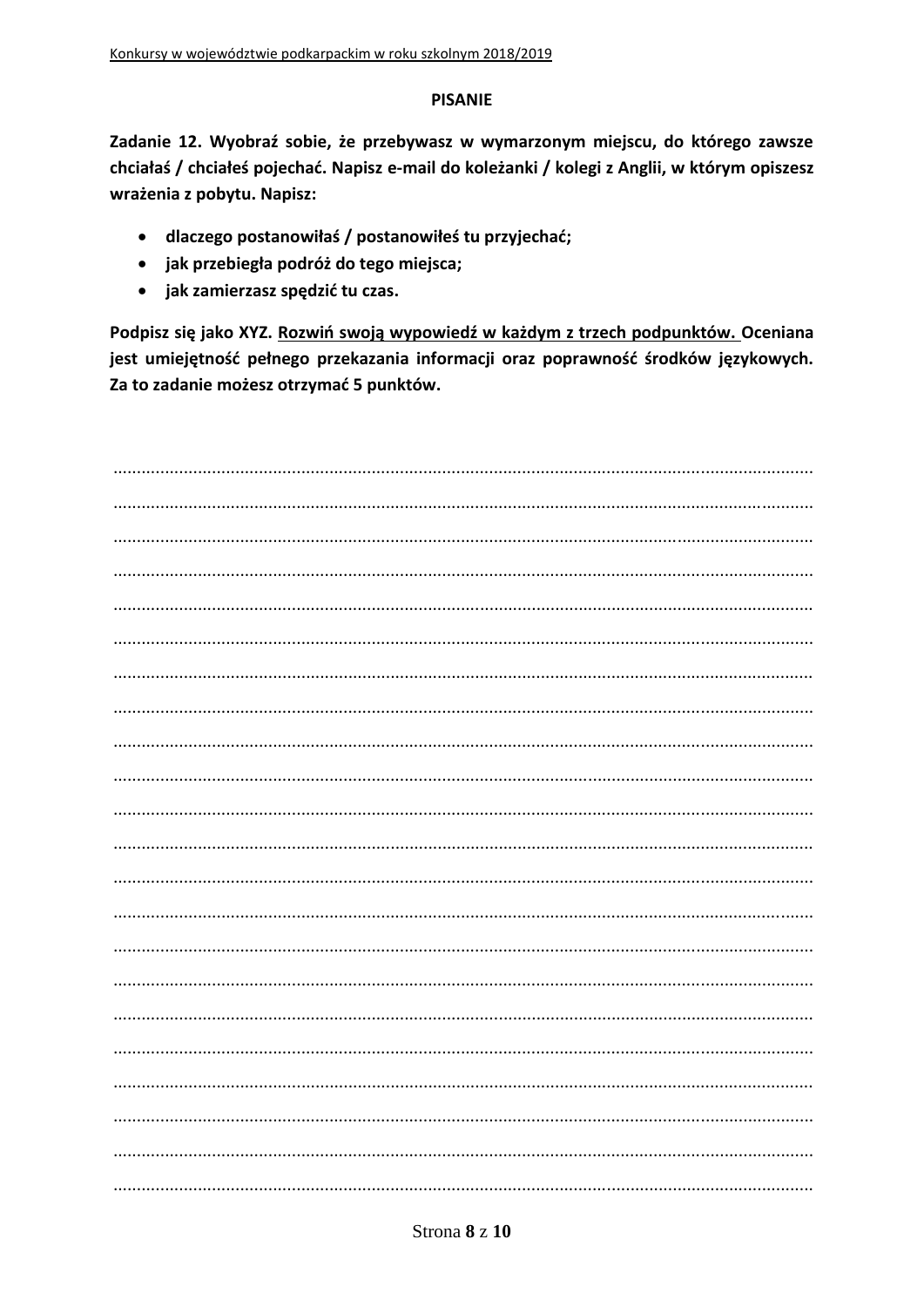## PISANIE

**Zadanie 12. Wyobraź sobie, że przebywasz w wymarzonym miejscu, do którego zawsze chciałaś / chciałeś pojechać. Napisz e-mail do koleżanki / kolegi z Anglii, w którym opiszesz wrażenia z pobytu. Napisz:**

- **dlaczego postanowiłaś / postanowiłeś tu przyjechać;**
- **jak przebiegła podróż do tego miejsca;**
- **jak zamierzasz spędzić tu czas.**

**Podpisz się jako XYZ. <u>Rozwiń swoją wypowiedź w każdym z trzech podpunktów.</u> Oceniana jest umiejętność pełnego przekazania informacji oraz poprawność środków językowych. Za to zadanie możesz otrzymać 5 punktów.**

..........................................................................................................................................

..........................................................................................................................................

..........................................................................................................................................

..........................................................................................................................................

..........................................................................................................................................

..........................................................................................................................................

..........................................................................................................................................

..........................................................................................................................................

..........................................................................................................................................

..........................................................................................................................................

..........................................................................................................................................

..........................................................................................................................................

..........................................................................................................................................

..........................................................................................................................................

..........................................................................................................................................

..........................................................................................................................................

..........................................................................................................................................

..........................................................................................................................................

..........................................................................................................................................

..........................................................................................................................................

..........................................................................................................................................

..........................................................................................................................................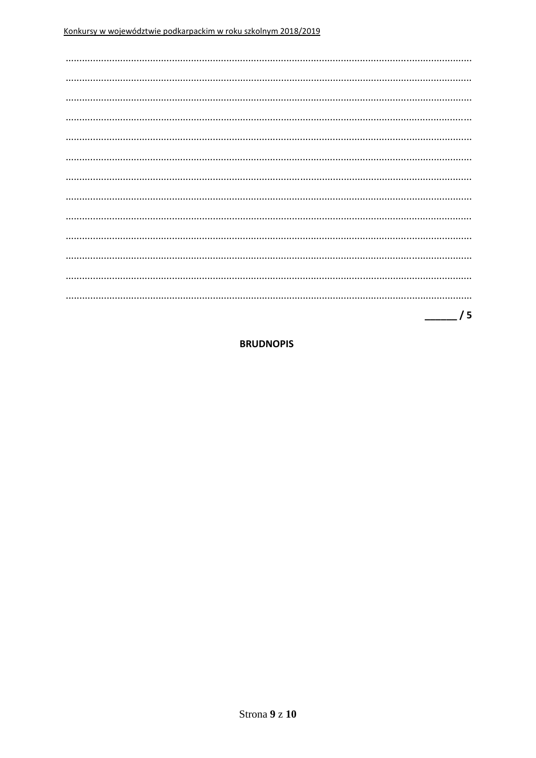.......................................................................................................................................................

.......................................................................................................................................................

.......................................................................................................................................................

.......................................................................................................................................................

.......................................................................................................................................................

.......................................................................................................................................................

.......................................................................................................................................................

.......................................................................................................................................................

.......................................................................................................................................................

.......................................................................................................................................................

.......................................................................................................................................................

.......................................................................................................................................................

.......................................................................................................................................................

**______ / 5**

**BRUDNOPIS**